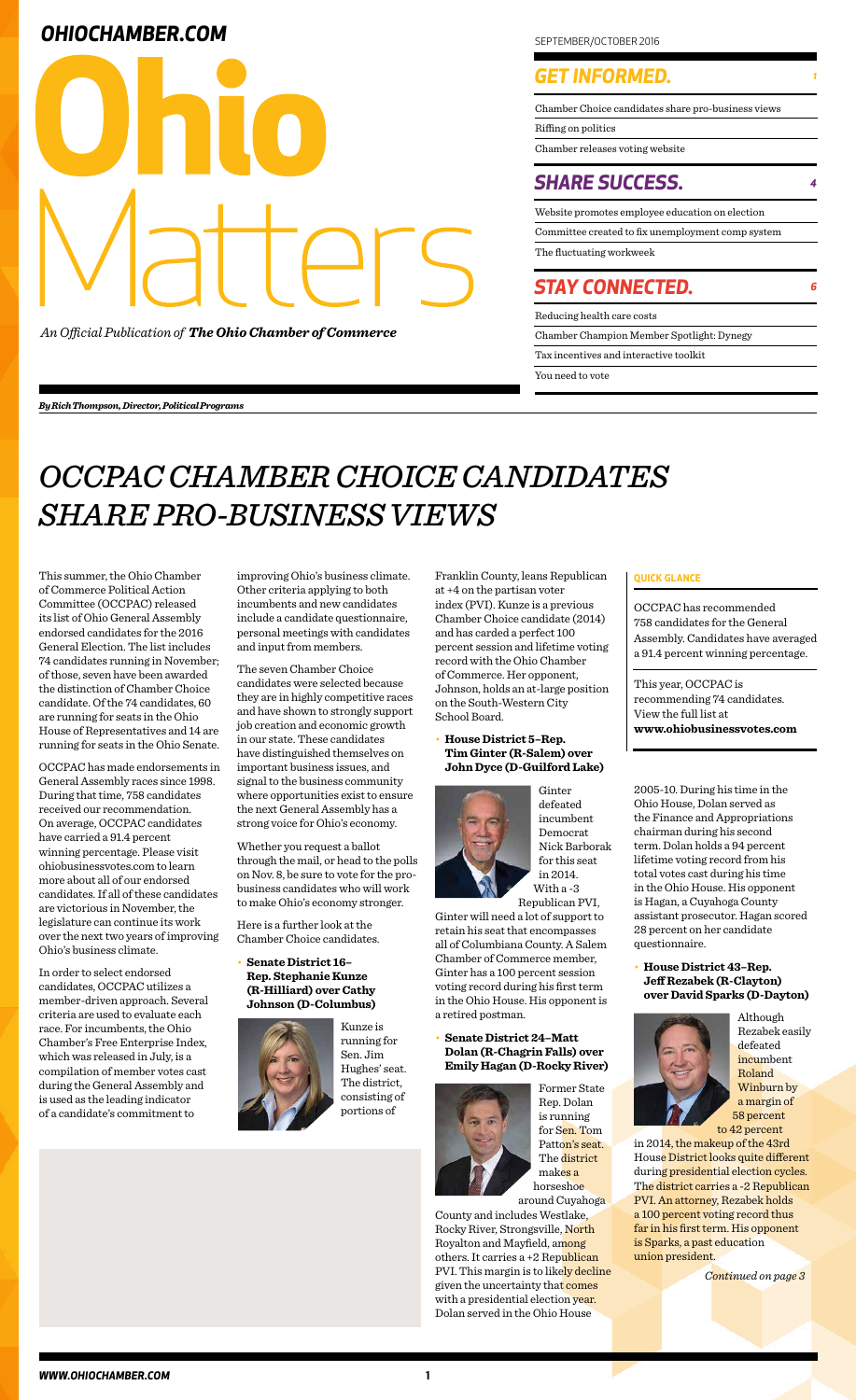# Ohio Matters

*An Official Publication of* ***The Ohio Chamber of Commerce***

SEPTEMBER/OCTOBER 2016

## GET INFORMED. 1

- Chamber Choice candidates share pro-business views
- Riffing on politics
- Chamber releases voting website

## SHARE SUCCESS. 4

- Website promotes employee education on election
- Committee created to fix unemployment comp system
- The fluctuating workweek

## STAY CONNECTED. 6

- Reducing health care costs
- Chamber Champion Member Spotlight: Dynegy
- Tax incentives and interactive toolkit
- You need to vote

*By Rich Thompson, Director, Political Programs*

# OCCPAC CHAMBER CHOICE CANDIDATES SHARE PRO-BUSINESS VIEWS

This summer, the Ohio Chamber of Commerce Political Action Committee (OCCPAC) released its list of Ohio General Assembly endorsed candidates for the 2016 General Election. The list includes 74 candidates running in November; of those, seven have been awarded the distinction of Chamber Choice candidate. Of the 74 candidates, 60 are running for seats in the Ohio House of Representatives and 14 are running for seats in the Ohio Senate.

OCCPAC has made endorsements in General Assembly races since 1998. During that time, 758 candidates received our recommendation. On average, OCCPAC candidates have carried a 91.4 percent winning percentage. Please visit ohiobusinessvotes.com to learn more about all of our endorsed candidates. If all of these candidates are victorious in November, the legislature can continue its work over the next two years of improving Ohio's business climate.

In order to select endorsed candidates, OCCPAC utilizes a member-driven approach. Several criteria are used to evaluate each race. For incumbents, the Ohio Chamber's Free Enterprise Index, which was released in July, is a compilation of member votes cast during the General Assembly and is used as the leading indicator of a candidate's commitment to improving Ohio's business climate. Other criteria applying to both incumbents and new candidates include a candidate questionnaire, personal meetings with candidates and input from members.

The seven Chamber Choice candidates were selected because they are in highly competitive races and have shown to strongly support job creation and economic growth in our state. These candidates have distinguished themselves on important business issues, and signal to the business community where opportunities exist to ensure the next General Assembly has a strong voice for Ohio's economy.

Whether you request a ballot through the mail, or head to the polls on Nov. 8, be sure to vote for the pro-business candidates who will work to make Ohio's economy stronger.

Here is a further look at the Chamber Choice candidates.

- **Senate District 16–Rep. Stephanie Kunze (R-Hilliard) over Cathy Johnson (D-Columbus)**

Kunze is running for Sen. Jim Hughes' seat. The district, consisting of portions of Franklin County, leans Republican at +4 on the partisan voter index (PVI). Kunze is a previous Chamber Choice candidate (2014) and has carded a perfect 100 percent session and lifetime voting record with the Ohio Chamber of Commerce. Her opponent, Johnson, holds an at-large position on the South-Western City School Board.

- **House District 5–Rep. Tim Ginter (R-Salem) over John Dyce (D-Guilford Lake)**

Ginter defeated incumbent Democrat Nick Barborak for this seat in 2014. With a -3 Republican PVI, Ginter will need a lot of support to retain his seat that encompasses all of Columbiana County. A Salem Chamber of Commerce member, Ginter has a 100 percent session voting record during his first term in the Ohio House. His opponent is a retired postman.

- **Senate District 24–Matt Dolan (R-Chagrin Falls) over Emily Hagan (D-Rocky River)**

Former State Rep. Dolan is running for Sen. Tom Patton's seat. The district makes a horseshoe around Cuyahoga County and includes Westlake, Rocky River, Strongsville, North Royalton and Mayfield, among others. It carries a +2 Republican PVI. This margin is to likely decline given the uncertainty that comes with a presidential election year. Dolan served in the Ohio House 2005-10. During his time in the Ohio House, Dolan served as the Finance and Appropriations chairman during his second term. Dolan holds a 94 percent lifetime voting record from his total votes cast during his time in the Ohio House. His opponent is Hagan, a Cuyahoga County assistant prosecutor. Hagan scored 28 percent on her candidate questionnaire.

- **House District 43–Rep. Jeff Rezabek (R-Clayton) over David Sparks (D-Dayton)**

Although Rezabek easily defeated incumbent Roland Winburn by a margin of 58 percent to 42 percent in 2014, the makeup of the 43rd House District looks quite different during presidential election cycles. The district carries a -2 Republican PVI. An attorney, Rezabek holds a 100 percent voting record thus far in his first term. His opponent is Sparks, a past education union president.

*Continued on page 3*

**QUICK GLANCE**

OCCPAC has recommended 758 candidates for the General Assembly. Candidates have averaged a 91.4 percent winning percentage.

This year, OCCPAC is recommending 74 candidates. View the full list at **www.ohiobusinessvotes.com**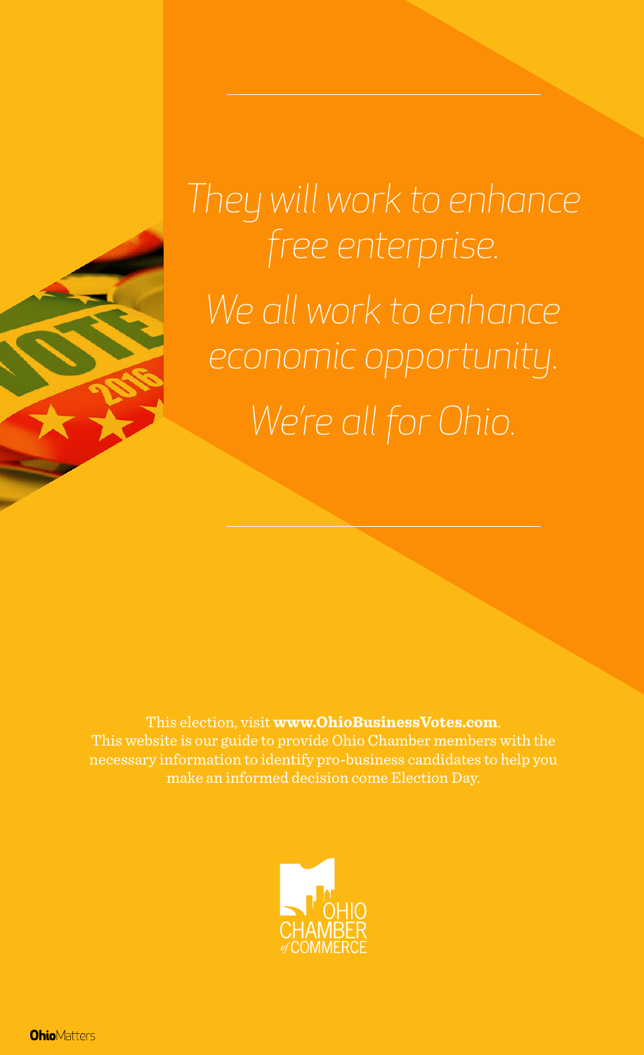*They will work to enhance free enterprise.*

*We all work to enhance economic opportunity.*

*We're all for Ohio.*

This election, visit **www.OhioBusinessVotes.com**. This website is our guide to provide Ohio Chamber members with the necessary information to identify pro-business candidates to help you make an informed decision come Election Day.

OHIO CHAMBER of COMMERCE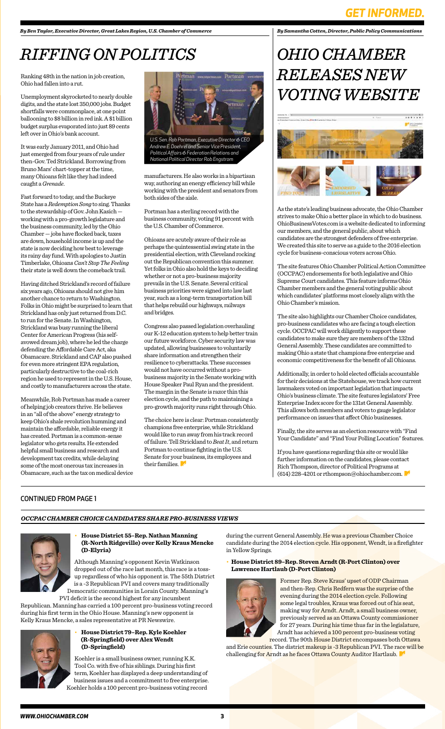*By Ben Taylor, Executive Director, Great Lakes Region, U.S. Chamber of Commerce*

# RIFFING ON POLITICS

Ranking 48th in the nation in job creation, Ohio had fallen into a rut.

Unemployment skyrocketed to nearly double digits, and the state lost 350,000 jobs. Budget shortfalls were commonplace, at one point ballooning to $8 billion in red ink. A $1 billion budget surplus evaporated into just 89 cents left over in Ohio's bank account.

It was early January 2011, and Ohio had just emerged from four years of rule under then-Gov. Ted Strickland. Borrowing from Bruno Mars' chart-topper at the time, many Ohioans felt like they had indeed caught a *Grenade*.

Fast forward to today, and the Buckeye State has a *Redemption Song* to sing. Thanks to the stewardship of Gov. John Kasich — working with a pro-growth legislature and the business community, led by the Ohio Chamber — jobs have flocked back, taxes are down, household income is up and the state is now deciding how best to leverage its rainy day fund. With apologies to Justin Timberlake, Ohioans *Can't Stop The Feeling* their state is well down the comeback trail.

Having ditched Strickland's record of failure six years ago, Ohioans should not give him another chance to return to Washington. Folks in Ohio might be surprised to learn that Strickland has only just returned from D.C. to run for the Senate. In Washington, Strickland was busy running the liberal Center for American Progress (his self-avowed dream job), where he led the charge defending the Affordable Care Act, aka Obamacare. Strickland and CAP also pushed for even more stringent EPA regulation, particularly destructive to the coal-rich region he used to represent in the U.S. House, and costly to manufacturers across the state.

Meanwhile, Rob Portman has made a career of helping job creators thrive. He believes in an "all of the above" energy strategy to keep Ohio's shale revolution humming and maintain the affordable, reliable energy it has created. Portman is a common-sense legislator who gets results. He extended helpful small business and research and development tax credits, while delaying some of the most onerous tax increases in Obamacare, such as the tax on medical device manufacturers. He also works in a bipartisan way, authoring an energy efficiency bill while working with the president and senators from both sides of the aisle.

*U.S. Sen. Rob Portman, Executive Director & CEO Andrew E. Doehrel and Senior Vice President, Political Affairs & Federation Relations and National Political Director Rob Engstrom*

Portman has a sterling record with the business community, voting 91 percent with the U.S. Chamber of Commerce.

Ohioans are acutely aware of their role as perhaps the quintessential swing state in the presidential election, with Cleveland rocking out the Republican convention this summer. Yet folks in Ohio also hold the keys to deciding whether or not a pro-business majority prevails in the U.S. Senate. Several critical business priorities were signed into law last year, such as a long-term transportation bill that helps rebuild our highways, railways and bridges.

Congress also passed legislation overhauling our K-12 education system to help better train our future workforce. Cyber security law was updated, allowing businesses to voluntarily share information and strengthen their resilience to cyberattacks. These successes would not have occurred without a pro-business majority in the Senate working with House Speaker Paul Ryan and the president. The margin in the Senate is razor thin this election cycle, and the path to maintaining a pro-growth majority runs right through Ohio.

The choice here is clear: Portman consistently champions free enterprise, while Strickland would like to run away from his track record of failure. Tell Strickland to *Beat It*, and return Portman to continue fighting in the U.S. Senate for your business, its employees and their families.

*By Samantha Cotten, Director, Public Policy Communications*

# OHIO CHAMBER RELEASES NEW VOTING WEBSITE

As the state's leading business advocate, the Ohio Chamber strives to make Ohio a better place in which to do business. OhioBusinessVotes.com is a website dedicated to informing our members, and the general public, about which candidates are the strongest defenders of free enterprise. We created this site to serve as a guide to the 2016 election cycle for business-conscious voters across Ohio.

The site features Ohio Chamber Political Action Committee (OCCPAC) endorsements for both legislative and Ohio Supreme Court candidates. This feature informs Ohio Chamber members and the general voting public about which candidates' platforms most closely align with the Ohio Chamber's mission.

The site also highlights our Chamber Choice candidates, pro-business candidates who are facing a tough election cycle. OCCPAC will work diligently to support these candidates to make sure they are members of the 132nd General Assembly. These candidates are committed to making Ohio a state that champions free enterprise and economic competitiveness for the benefit of all Ohioans.

Additionally, in order to hold elected officials accountable for their decisions at the Statehouse, we track how current lawmakers voted on important legislation that impacts Ohio's business climate. The site features legislators' Free Enterprise Index score for the 131st General Assembly. This allows both members and voters to gauge legislator performance on issues that affect Ohio businesses.

Finally, the site serves as an election resource with "Find Your Candidate" and "Find Your Polling Location" features.

If you have questions regarding this site or would like further information on the candidates, please contact Rich Thompson, director of Political Programs at (614) 228-4201 or rthompson@ohiochamber.com.

## CONTINUED FROM PAGE 1

### *OCCPAC CHAMBER CHOICE CANDIDATES SHARE PRO-BUSINESS VIEWS*

- **House District 55–Rep. Nathan Manning (R-North Ridgeville) over Kelly Kraus Mencke (D-Elyria)**

Although Manning's opponent Kevin Watkinson dropped out of the race last month, this race is a toss-up regardless of who his opponent is. The 55th District is a -3 Republican PVI and covers many traditionally Democratic communities in Lorain County. Manning's PVI deficit is the second highest for any incumbent Republican. Manning has carried a 100 percent pro-business voting record during his first term in the Ohio House. Manning's new opponent is Kelly Kraus Mencke, a sales representative at PR Newswire.

- **House District 79–Rep. Kyle Koehler (R-Springfield) over Alex Wendt (D-Springfield)**

Koehler is a small business owner, running K.K. Tool Co. with five of his siblings. During his first term, Koehler has displayed a deep understanding of business issues and a commitment to free enterprise. Koehler holds a 100 percent pro-business voting record during the current General Assembly. He was a previous Chamber Choice candidate during the 2014 election cycle. His opponent, Wendt, is a firefighter in Yellow Springs.

- **House District 89–Rep. Steven Arndt (R-Port Clinton) over Lawrence Hartlaub (D-Port Clinton)**

Former Rep. Steve Kraus' upset of ODP Chairman and then-Rep. Chris Redfern was the surprise of the evening during the 2014 election cycle. Following some legal troubles, Kraus was forced out of his seat, making way for Arndt. Arndt, a small business owner, previously served as an Ottawa County commissioner for 27 years. During his time thus far in the legislature, Arndt has achieved a 100 percent pro-business voting record. The 90th House District encompasses both Ottawa and Erie counties. The district makeup is -3 Republican PVI. The race will be challenging for Arndt as he faces Ottawa County Auditor Hartlaub.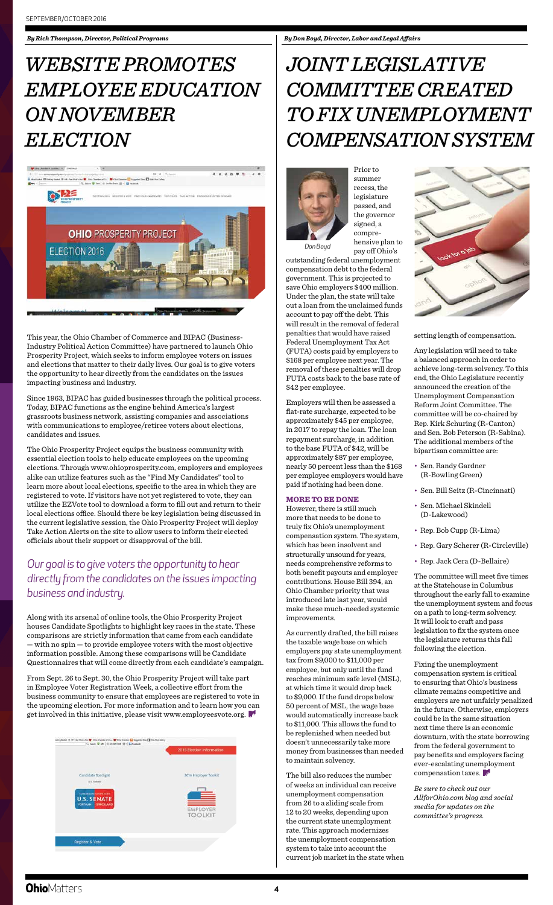*By Rich Thompson, Director, Political Programs*

# WEBSITE PROMOTES EMPLOYEE EDUCATION ON NOVEMBER ELECTION

This year, the Ohio Chamber of Commerce and BIPAC (Business-Industry Political Action Committee) have partnered to launch Ohio Prosperity Project, which seeks to inform employee voters on issues and elections that matter to their daily lives. Our goal is to give voters the opportunity to hear directly from the candidates on the issues impacting business and industry.

Since 1963, BIPAC has guided businesses through the political process. Today, BIPAC functions as the engine behind America's largest grassroots business network, assisting companies and associations with communications to employee/retiree voters about elections, candidates and issues.

The Ohio Prosperity Project equips the business community with essential election tools to help educate employees on the upcoming elections. Through www.ohioprosperity.com, employers and employees alike can utilize features such as the "Find My Candidates" tool to learn more about local elections, specific to the area in which they are registered to vote. If visitors have not yet registered to vote, they can utilize the EZVote tool to download a form to fill out and return to their local elections office. Should there be key legislation being discussed in the current legislative session, the Ohio Prosperity Project will deploy Take Action Alerts on the site to allow users to inform their elected officials about their support or disapproval of the bill.

*Our goal is to give voters the opportunity to hear directly from the candidates on the issues impacting business and industry.*

Along with its arsenal of online tools, the Ohio Prosperity Project houses Candidate Spotlights to highlight key races in the state. These comparisons are strictly information that came from each candidate — with no spin — to provide employee voters with the most objective information possible. Among these comparisons will be Candidate Questionnaires that will come directly from each candidate's campaign.

From Sept. 26 to Sept. 30, the Ohio Prosperity Project will take part in Employee Voter Registration Week, a collective effort from the business community to ensure that employees are registered to vote in the upcoming election. For more information and to learn how you can get involved in this initiative, please visit www.employeesvote.org.

*By Don Boyd, Director, Labor and Legal Affairs*

# JOINT LEGISLATIVE COMMITTEE CREATED TO FIX UNEMPLOYMENT COMPENSATION SYSTEM

Don Boyd

Prior to summer recess, the legislature passed, and the governor signed, a comprehensive plan to pay off Ohio's outstanding federal unemployment compensation debt to the federal government. This is projected to save Ohio employers $400 million. Under the plan, the state will take out a loan from the unclaimed funds account to pay off the debt. This will result in the removal of federal penalties that would have raised Federal Unemployment Tax Act (FUTA) costs paid by employers to $168 per employee next year. The removal of these penalties will drop FUTA costs back to the base rate of $42 per employee.

Employers will then be assessed a flat-rate surcharge, expected to be approximately $45 per employee, in 2017 to repay the loan. The loan repayment surcharge, in addition to the base FUTA of $42, will be approximately $87 per employee, nearly 50 percent less than the $168 per employee employers would have paid if nothing had been done.

### MORE TO BE DONE

However, there is still much more that needs to be done to truly fix Ohio's unemployment compensation system. The system, which has been insolvent and structurally unsound for years, needs comprehensive reforms to both benefit payouts and employer contributions. House Bill 394, an Ohio Chamber priority that was introduced late last year, would make these much-needed systemic improvements.

As currently drafted, the bill raises the taxable wage base on which employers pay state unemployment tax from $9,000 to $11,000 per employee, but only until the fund reaches minimum safe level (MSL), at which time it would drop back to $9,000. If the fund drops below 50 percent of MSL, the wage base would automatically increase back to $11,000. This allows the fund to be replenished when needed but doesn't unnecessarily take more money from businesses than needed to maintain solvency.

The bill also reduces the number of weeks an individual can receive unemployment compensation from 26 to a sliding scale from 12 to 20 weeks, depending upon the current state unemployment rate. This approach modernizes the unemployment compensation system to take into account the current job market in the state when setting length of compensation.

Any legislation will need to take a balanced approach in order to achieve long-term solvency. To this end, the Ohio Legislature recently announced the creation of the Unemployment Compensation Reform Joint Committee. The committee will be co-chaired by Rep. Kirk Schuring (R-Canton) and Sen. Bob Peterson (R-Sabina). The additional members of the bipartisan committee are:

- Sen. Randy Gardner (R-Bowling Green)
- Sen. Bill Seitz (R-Cincinnati)
- Sen. Michael Skindell (D-Lakewood)
- Rep. Bob Cupp (R-Lima)
- Rep. Gary Scherer (R-Circleville)
- Rep. Jack Cera (D-Bellaire)

The committee will meet five times at the Statehouse in Columbus throughout the early fall to examine the unemployment system and focus on a path to long-term solvency. It will look to craft and pass legislation to fix the system once the legislature returns this fall following the election.

Fixing the unemployment compensation system is critical to ensuring that Ohio's business climate remains competitive and employers are not unfairly penalized in the future. Otherwise, employers could be in the same situation next time there is an economic downturn, with the state borrowing from the federal government to pay benefits and employers facing ever-escalating unemployment compensation taxes.

*Be sure to check out our AllforOhio.com blog and social media for updates on the committee's progress.*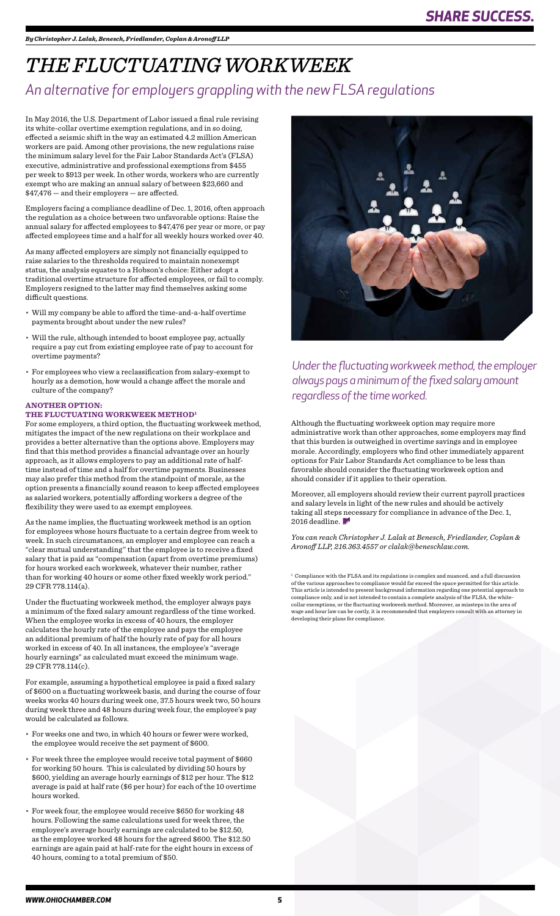*By Christopher J. Lalak, Benesch, Friedlander, Coplan & Aronoff LLP*

# THE FLUCTUATING WORKWEEK

## An alternative for employers grappling with the new FLSA regulations

In May 2016, the U.S. Department of Labor issued a final rule revising its white-collar overtime exemption regulations, and in so doing, effected a seismic shift in the way an estimated 4.2 million American workers are paid. Among other provisions, the new regulations raise the minimum salary level for the Fair Labor Standards Act's (FLSA) executive, administrative and professional exemptions from $455 per week to $913 per week. In other words, workers who are currently exempt who are making an annual salary of between $23,660 and $47,476 — and their employers — are affected.

Employers facing a compliance deadline of Dec. 1, 2016, often approach the regulation as a choice between two unfavorable options: Raise the annual salary for affected employees to $47,476 per year or more, or pay affected employees time and a half for all weekly hours worked over 40.

As many affected employers are simply not financially equipped to raise salaries to the thresholds required to maintain nonexempt status, the analysis equates to a Hobson's choice: Either adopt a traditional overtime structure for affected employees, or fail to comply. Employers resigned to the latter may find themselves asking some difficult questions.

- Will my company be able to afford the time-and-a-half overtime payments brought about under the new rules?
- Will the rule, although intended to boost employee pay, actually require a pay cut from existing employee rate of pay to account for overtime payments?
- For employees who view a reclassification from salary-exempt to hourly as a demotion, how would a change affect the morale and culture of the company?

### ANOTHER OPTION: THE FLUCTUATING WORKWEEK METHOD[1]

For some employers, a third option, the fluctuating workweek method, mitigates the impact of the new regulations on their workplace and provides a better alternative than the options above. Employers may find that this method provides a financial advantage over an hourly approach, as it allows employers to pay an additional rate of half-time instead of time and a half for overtime payments. Businesses may also prefer this method from the standpoint of morale, as the option presents a financially sound reason to keep affected employees as salaried workers, potentially affording workers a degree of the flexibility they were used to as exempt employees.

As the name implies, the fluctuating workweek method is an option for employees whose hours fluctuate to a certain degree from week to week. In such circumstances, an employer and employee can reach a "clear mutual understanding" that the employee is to receive a fixed salary that is paid as "compensation (apart from overtime premiums) for hours worked each workweek, whatever their number, rather than for working 40 hours or some other fixed weekly work period." 29 CFR 778.114(a).

Under the fluctuating workweek method, the employer always pays a minimum of the fixed salary amount regardless of the time worked. When the employee works in excess of 40 hours, the employer calculates the hourly rate of the employee and pays the employee an additional premium of half the hourly rate of pay for all hours worked in excess of 40. In all instances, the employee's "average hourly earnings" as calculated must exceed the minimum wage. 29 CFR 778.114(c).

For example, assuming a hypothetical employee is paid a fixed salary of $600 on a fluctuating workweek basis, and during the course of four weeks works 40 hours during week one, 37.5 hours week two, 50 hours during week three and 48 hours during week four, the employee's pay would be calculated as follows.

- For weeks one and two, in which 40 hours or fewer were worked, the employee would receive the set payment of $600.
- For week three the employee would receive total payment of $660 for working 50 hours. This is calculated by dividing 50 hours by $600, yielding an average hourly earnings of $12 per hour. The $12 average is paid at half rate ($6 per hour) for each of the 10 overtime hours worked.
- For week four, the employee would receive $650 for working 48 hours. Following the same calculations used for week three, the employee's average hourly earnings are calculated to be $12.50, as the employee worked 48 hours for the agreed $600. The $12.50 earnings are again paid at half-rate for the eight hours in excess of 40 hours, coming to a total premium of $50.

*Under the fluctuating workweek method, the employer always pays a minimum of the fixed salary amount regardless of the time worked.*

Although the fluctuating workweek option may require more administrative work than other approaches, some employers may find that this burden is outweighed in overtime savings and in employee morale. Accordingly, employers who find other immediately apparent options for Fair Labor Standards Act compliance to be less than favorable should consider the fluctuating workweek option and should consider if it applies to their operation.

Moreover, all employers should review their current payroll practices and salary levels in light of the new rules and should be actively taking all steps necessary for compliance in advance of the Dec. 1, 2016 deadline.

*You can reach Christopher J. Lalak at Benesch, Friedlander, Coplan & Aronoff LLP, 216.363.4557 or clalak@beneschlaw.com.*

[1] Compliance with the FLSA and its regulations is complex and nuanced, and a full discussion of the various approaches to compliance would far exceed the space permitted for this article. This article is intended to present background information regarding one potential approach to compliance only, and is not intended to contain a complete analysis of the FLSA, the white-collar exemptions, or the fluctuating workweek method. Moreover, as missteps in the area of wage and hour law can be costly, it is recommended that employers consult with an attorney in developing their plans for compliance.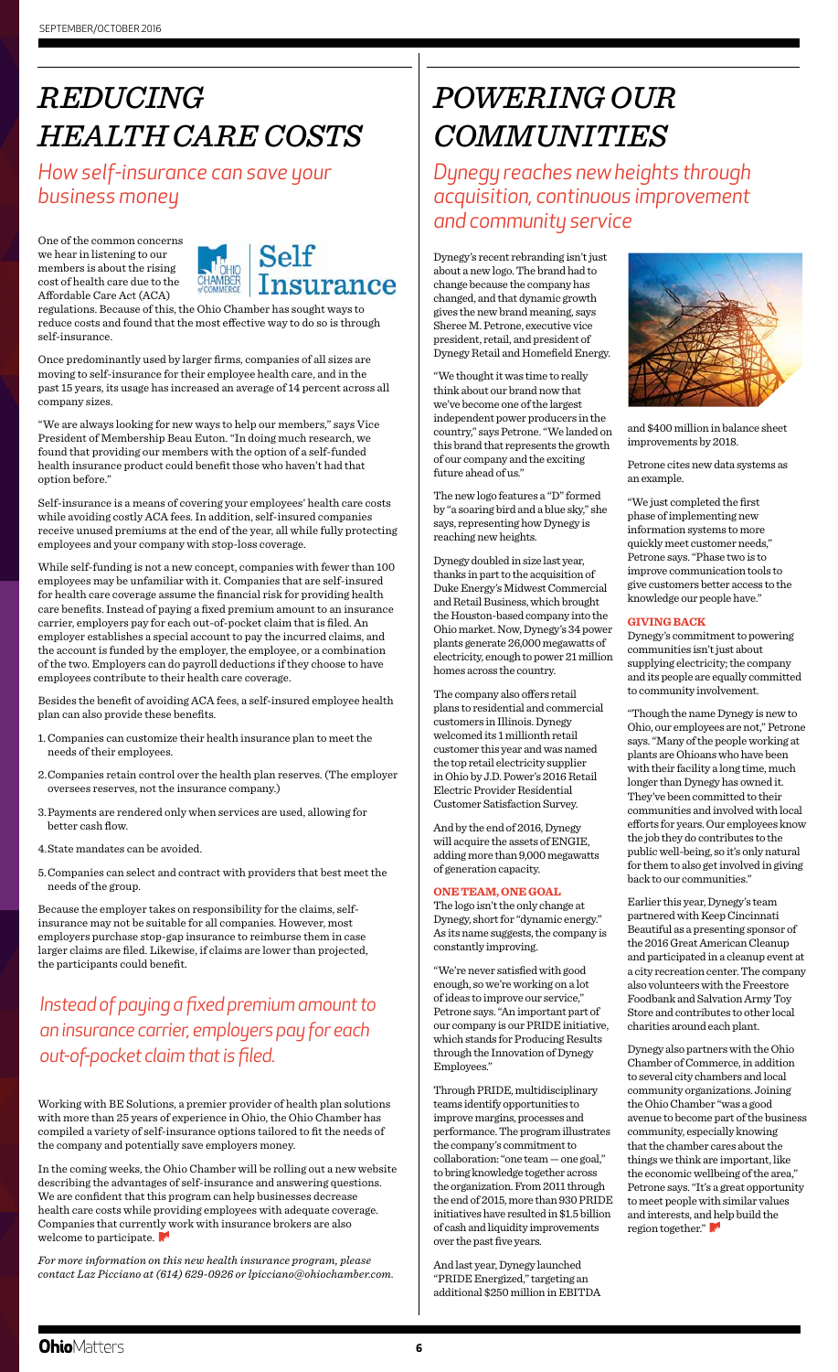# REDUCING HEALTH CARE COSTS

## How self-insurance can save your business money

One of the common concerns we hear in listening to our members is about the rising cost of health care due to the Affordable Care Act (ACA) regulations. Because of this, the Ohio Chamber has sought ways to reduce costs and found that the most effective way to do so is through self-insurance.

Once predominantly used by larger firms, companies of all sizes are moving to self-insurance for their employee health care, and in the past 15 years, its usage has increased an average of 14 percent across all company sizes.

"We are always looking for new ways to help our members," says Vice President of Membership Beau Euton. "In doing much research, we found that providing our members with the option of a self-funded health insurance product could benefit those who haven't had that option before."

Self-insurance is a means of covering your employees' health care costs while avoiding costly ACA fees. In addition, self-insured companies receive unused premiums at the end of the year, all while fully protecting employees and your company with stop-loss coverage.

While self-funding is not a new concept, companies with fewer than 100 employees may be unfamiliar with it. Companies that are self-insured for health care coverage assume the financial risk for providing health care benefits. Instead of paying a fixed premium amount to an insurance carrier, employers pay for each out-of-pocket claim that is filed. An employer establishes a special account to pay the incurred claims, and the account is funded by the employer, the employee, or a combination of the two. Employers can do payroll deductions if they choose to have employees contribute to their health care coverage.

Besides the benefit of avoiding ACA fees, a self-insured employee health plan can also provide these benefits.

1. Companies can customize their health insurance plan to meet the needs of their employees.
2. Companies retain control over the health plan reserves. (The employer oversees reserves, not the insurance company.)
3. Payments are rendered only when services are used, allowing for better cash flow.
4. State mandates can be avoided.
5. Companies can select and contract with providers that best meet the needs of the group.

Because the employer takes on responsibility for the claims, self-insurance may not be suitable for all companies. However, most employers purchase stop-gap insurance to reimburse them in case larger claims are filed. Likewise, if claims are lower than projected, the participants could benefit.

*Instead of paying a fixed premium amount to an insurance carrier, employers pay for each out-of-pocket claim that is filed.*

Working with BE Solutions, a premier provider of health plan solutions with more than 25 years of experience in Ohio, the Ohio Chamber has compiled a variety of self-insurance options tailored to fit the needs of the company and potentially save employers money.

In the coming weeks, the Ohio Chamber will be rolling out a new website describing the advantages of self-insurance and answering questions. We are confident that this program can help businesses decrease health care costs while providing employees with adequate coverage. Companies that currently work with insurance brokers are also welcome to participate.

*For more information on this new health insurance program, please contact Laz Picciano at (614) 629-0926 or lpicciano@ohiochamber.com.*

# POWERING OUR COMMUNITIES

## Dynegy reaches new heights through acquisition, continuous improvement and community service

Dynegy's recent rebranding isn't just about a new logo. The brand had to change because the company has changed, and that dynamic growth gives the new brand meaning, says Sheree M. Petrone, executive vice president, retail, and president of Dynegy Retail and Homefield Energy.

"We thought it was time to really think about our brand now that we've become one of the largest independent power producers in the country," says Petrone. "We landed on this brand that represents the growth of our company and the exciting future ahead of us."

The new logo features a "D" formed by "a soaring bird and a blue sky," she says, representing how Dynegy is reaching new heights.

Dynegy doubled in size last year, thanks in part to the acquisition of Duke Energy's Midwest Commercial and Retail Business, which brought the Houston-based company into the Ohio market. Now, Dynegy's 34 power plants generate 26,000 megawatts of electricity, enough to power 21 million homes across the country.

The company also offers retail plans to residential and commercial customers in Illinois. Dynegy welcomed its 1 millionth retail customer this year and was named the top retail electricity supplier in Ohio by J.D. Power's 2016 Retail Electric Provider Residential Customer Satisfaction Survey.

And by the end of 2016, Dynegy will acquire the assets of ENGIE, adding more than 9,000 megawatts of generation capacity.

### ONE TEAM, ONE GOAL

The logo isn't the only change at Dynegy, short for "dynamic energy." As its name suggests, the company is constantly improving.

"We're never satisfied with good enough, so we're working on a lot of ideas to improve our service," Petrone says. "An important part of our company is our PRIDE initiative, which stands for Producing Results through the Innovation of Dynegy Employees."

Through PRIDE, multidisciplinary teams identify opportunities to improve margins, processes and performance. The program illustrates the company's commitment to collaboration: "one team — one goal," to bring knowledge together across the organization. From 2011 through the end of 2015, more than 930 PRIDE initiatives have resulted in $1.5 billion of cash and liquidity improvements over the past five years.

And last year, Dynegy launched "PRIDE Energized," targeting an additional $250 million in EBITDA and $400 million in balance sheet improvements by 2018.

Petrone cites new data systems as an example.

"We just completed the first phase of implementing new information systems to more quickly meet customer needs," Petrone says. "Phase two is to improve communication tools to give customers better access to the knowledge our people have."

### GIVING BACK

Dynegy's commitment to powering communities isn't just about supplying electricity; the company and its people are equally committed to community involvement.

"Though the name Dynegy is new to Ohio, our employees are not," Petrone says. "Many of the people working at plants are Ohioans who have been with their facility a long time, much longer than Dynegy has owned it. They've been committed to their communities and involved with local efforts for years. Our employees know the job they do contributes to the public well-being, so it's only natural for them to also get involved in giving back to our communities."

Earlier this year, Dynegy's team partnered with Keep Cincinnati Beautiful as a presenting sponsor of the 2016 Great American Cleanup and participated in a cleanup event at a city recreation center. The company also volunteers with the Freestore Foodbank and Salvation Army Toy Store and contributes to other local charities around each plant.

Dynegy also partners with the Ohio Chamber of Commerce, in addition to several city chambers and local community organizations. Joining the Ohio Chamber "was a good avenue to become part of the business community, especially knowing that the chamber cares about the things we think are important, like the economic wellbeing of the area," Petrone says. "It's a great opportunity to meet people with similar values and interests, and help build the region together."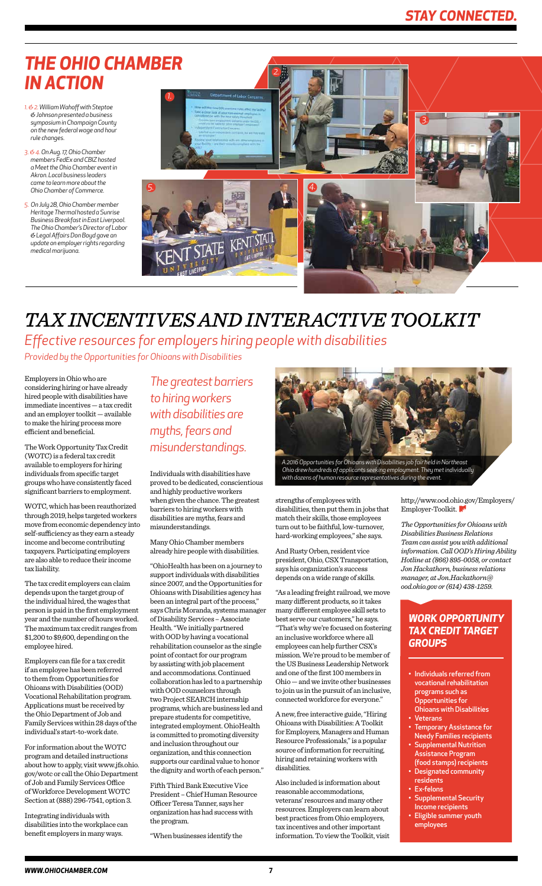# THE OHIO CHAMBER IN ACTION

*1. & 2. William Wahoff with Steptoe & Johnson presented a business symposium in Champaign County on the new federal wage and hour rule changes.*

*3. & 4. On Aug. 17, Ohio Chamber members FedEx and CBIZ hosted a Meet the Ohio Chamber event in Akron. Local business leaders came to learn more about the Ohio Chamber of Commerce.*

*5. On July 28, Ohio Chamber member Heritage Thermal hosted a Sunrise Business Breakfast in East Liverpool. The Ohio Chamber's Director of Labor & Legal Affairs Don Boyd gave an update on employer rights regarding medical marijuana.*

# TAX INCENTIVES AND INTERACTIVE TOOLKIT

## Effective resources for employers hiring people with disabilities

*Provided by the Opportunities for Ohioans with Disabilities*

Employers in Ohio who are considering hiring or have already hired people with disabilities have immediate incentives — a tax credit and an employer toolkit — available to make the hiring process more efficient and beneficial.

The Work Opportunity Tax Credit (WOTC) is a federal tax credit available to employers for hiring individuals from specific target groups who have consistently faced significant barriers to employment.

WOTC, which has been reauthorized through 2019, helps targeted workers move from economic dependency into self-sufficiency as they earn a steady income and become contributing taxpayers. Participating employers are also able to reduce their income tax liability.

The tax credit employers can claim depends upon the target group of the individual hired, the wages that person is paid in the first employment year and the number of hours worked. The maximum tax credit ranges from $1,200 to $9,600, depending on the employee hired.

Employers can file for a tax credit if an employee has been referred to them from Opportunities for Ohioans with Disabilities (OOD) Vocational Rehabilitation program. Applications must be received by the Ohio Department of Job and Family Services within 28 days of the individual's start-to-work date.

For information about the WOTC program and detailed instructions about how to apply, visit www.jfs.ohio.gov/wotc or call the Ohio Department of Job and Family Services Office of Workforce Development WOTC Section at (888) 296-7541, option 3.

Integrating individuals with disabilities into the workplace can benefit employers in many ways.

> *The greatest barriers to hiring workers with disabilities are myths, fears and misunderstandings.*

Individuals with disabilities have proved to be dedicated, conscientious and highly productive workers when given the chance. The greatest barriers to hiring workers with disabilities are myths, fears and misunderstandings.

Many Ohio Chamber members already hire people with disabilities.

"OhioHealth has been on a journey to support individuals with disabilities since 2007, and the Opportunities for Ohioans with Disabilities agency has been an integral part of the process," says Chris Moranda, systems manager of Disability Services – Associate Health. "We initially partnered with OOD by having a vocational rehabilitation counselor as the single point of contact for our program by assisting with job placement and accommodations. Continued collaboration has led to a partnership with OOD counselors through two Project SEARCH internship programs, which are business led and prepare students for competitive, integrated employment. OhioHealth is committed to promoting diversity and inclusion throughout our organization, and this connection supports our cardinal value to honor the dignity and worth of each person."

Fifth Third Bank Executive Vice President – Chief Human Resource Officer Teresa Tanner, says her organization has had success with the program.

"When businesses identify the strengths of employees with disabilities, then put them in jobs that match their skills, those employees turn out to be faithful, low-turnover, hard-working employees," she says.

*A 2016 Opportunities for Ohioans with Disabilities job fair held in Northeast Ohio drew hundreds of applicants seeking employment. They met individually with dozens of human resource representatives during the event.*

And Rusty Orben, resident vice president, Ohio, CSX Transportation, says his organization's success depends on a wide range of skills.

"As a leading freight railroad, we move many different products, so it takes many different employee skill sets to best serve our customers," he says. "That's why we're focused on fostering an inclusive workforce where all employees can help further CSX's mission. We're proud to be member of the US Business Leadership Network and one of the first 100 members in Ohio — and we invite other businesses to join us in the pursuit of an inclusive, connected workforce for everyone."

A new, free interactive guide, "Hiring Ohioans with Disabilities: A Toolkit for Employers, Managers and Human Resource Professionals," is a popular source of information for recruiting, hiring and retaining workers with disabilities.

Also included is information about reasonable accommodations, veterans' resources and many other resources. Employers can learn about best practices from Ohio employers, tax incentives and other important information. To view the Toolkit, visit http://www.ood.ohio.gov/Employers/Employer-Toolkit.

*The Opportunities for Ohioans with Disabilities Business Relations Team can assist you with additional information. Call OOD's Hiring Ability Hotline at (866) 895-0058, or contact Jon Hackathorn, business relations manager, at Jon.Hackathorn@ood.ohio.gov or (614) 438-1259.*

### WORK OPPORTUNITY TAX CREDIT TARGET GROUPS

- Individuals referred from vocational rehabilitation programs such as Opportunities for Ohioans with Disabilities
- Veterans
- Temporary Assistance for Needy Families recipients
- Supplemental Nutrition Assistance Program (food stamps) recipients
- Designated community residents
- Ex-felons
- Supplemental Security Income recipients
- Eligible summer youth employees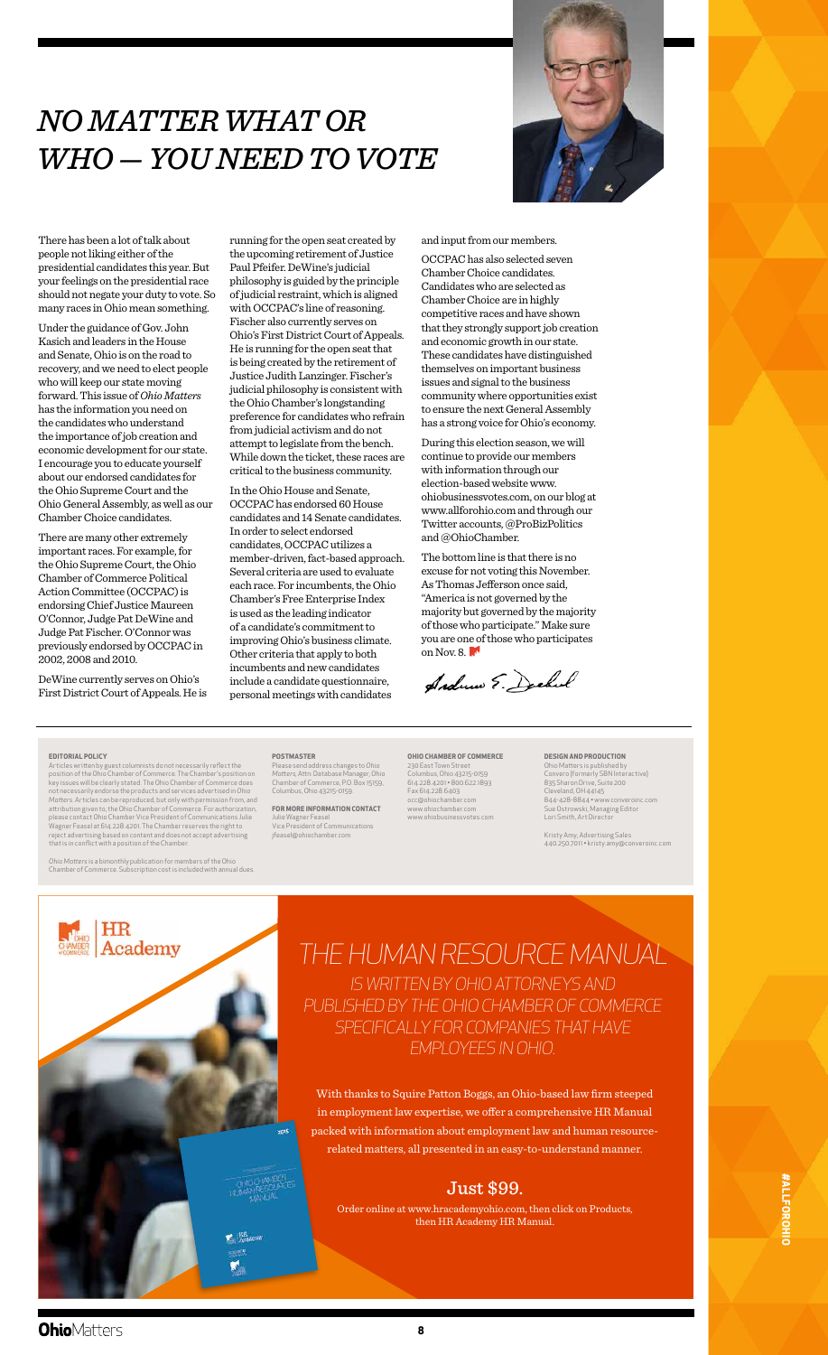// NO MATTER WHAT OR WHO — YOU NEED TO VOTE

There has been a lot of talk about people not liking either of the presidential candidates this year. But your feelings on the presidential race should not negate your duty to vote. So many races in Ohio mean something.

Under the guidance of Gov. John Kasich and leaders in the House and Senate, Ohio is on the road to recovery, and we need to elect people who will keep our state moving forward. This issue of *Ohio Matters* has the information you need on the candidates who understand the importance of job creation and economic development for our state. I encourage you to educate yourself about our endorsed candidates for the Ohio Supreme Court and the Ohio General Assembly, as well as our Chamber Choice candidates.

There are many other extremely important races. For example, for the Ohio Supreme Court, the Ohio Chamber of Commerce Political Action Committee (OCCPAC) is endorsing Chief Justice Maureen O'Connor, Judge Pat DeWine and Judge Pat Fischer. O'Connor was previously endorsed by OCCPAC in 2002, 2008 and 2010.

DeWine currently serves on Ohio's First District Court of Appeals. He is running for the open seat created by the upcoming retirement of Justice Paul Pfeifer. DeWine's judicial philosophy is guided by the principle of judicial restraint, which is aligned with OCCPAC's line of reasoning. Fischer also currently serves on Ohio's First District Court of Appeals. He is running for the open seat that is being created by the retirement of Justice Judith Lanzinger. Fischer's judicial philosophy is consistent with the Ohio Chamber's longstanding preference for candidates who refrain from judicial activism and do not attempt to legislate from the bench. While down the ticket, these races are critical to the business community.

In the Ohio House and Senate, OCCPAC has endorsed 60 House candidates and 14 Senate candidates. In order to select endorsed candidates, OCCPAC utilizes a member-driven, fact-based approach. Several criteria are used to evaluate each race. For incumbents, the Ohio Chamber's Free Enterprise Index is used as the leading indicator of a candidate's commitment to improving Ohio's business climate. Other criteria that apply to both incumbents and new candidates include a candidate questionnaire, personal meetings with candidates and input from our members.

OCCPAC has also selected seven Chamber Choice candidates. Candidates who are selected as Chamber Choice are in highly competitive races and have shown that they strongly support job creation and economic growth in our state. These candidates have distinguished themselves on important business issues and signal to the business community where opportunities exist to ensure the next General Assembly has a strong voice for Ohio's economy.

During this election season, we will continue to provide our members with information through our election-based website www.ohiobusinessvotes.com, on our blog at www.allforohio.com and through our Twitter accounts, @ProBizPolitics and @OhioChamber.

The bottom line is that there is no excuse for not voting this November. As Thomas Jefferson once said, "America is not governed by the majority but governed by the majority of those who participate." Make sure you are one of those who participates on Nov. 8.

Andrew E. Doehrel

**EDITORIAL POLICY**
Articles written by guest columnists do not necessarily reflect the position of the Ohio Chamber of Commerce. The Chamber's position on key issues will be clearly stated. The Ohio Chamber of Commerce does not necessarily endorse the products and services advertised in *Ohio Matters*. Articles can be reproduced, but only with permission from, and attribution given to, the Ohio Chamber of Commerce. For authorization, please contact Ohio Chamber Vice President of Communications Julie Wagner Feasel at 614.228.4201. The Chamber reserves the right to reject advertising based on content and does not accept advertising that is in conflict with a position of the Chamber.

*Ohio Matters* is a bimonthly publication for members of the Ohio Chamber of Commerce. Subscription cost is included with annual dues.

**POSTMASTER**
Please send address changes to *Ohio Matters*, Attn: Database Manager, Ohio Chamber of Commerce, P.O. Box 15159, Columbus, Ohio 43215-0159

**FOR MORE INFORMATION CONTACT**
Julie Wagner Feasel
Vice President of Communications
jfeasel@ohiochamber.com

**OHIO CHAMBER OF COMMERCE**
230 East Town Street
Columbus, Ohio 43215-0159
614.228.4201 • 800.622.1893
Fax 614.228.6403
occ@ohiochamber.com
www.ohiochamber.com
www.ohiobusinessvotes.com

**DESIGN AND PRODUCTION**
Ohio Matters is published by Conveno (formerly SBN Interactive)
835 Sharon Drive, Suite 200
Cleveland, OH 44145
844-428-8844 • www.converoinc.com
Sue Ostrowski, Managing Editor
Lori Smith, Art Director

Kristy Amy, Advertising Sales
440.250.7011 • kristy.amy@converoinc.com

HR Academy

## THE HUMAN RESOURCE MANUAL

*IS WRITTEN BY OHIO ATTORNEYS AND PUBLISHED BY THE OHIO CHAMBER OF COMMERCE SPECIFICALLY FOR COMPANIES THAT HAVE EMPLOYEES IN OHIO.*

With thanks to Squire Patton Boggs, an Ohio-based law firm steeped in employment law expertise, we offer a comprehensive HR Manual packed with information about employment law and human resource-related matters, all presented in an easy-to-understand manner.

### Just $99.

Order online at www.hracademyohio.com, then click on Products, then HR Academy HR Manual.